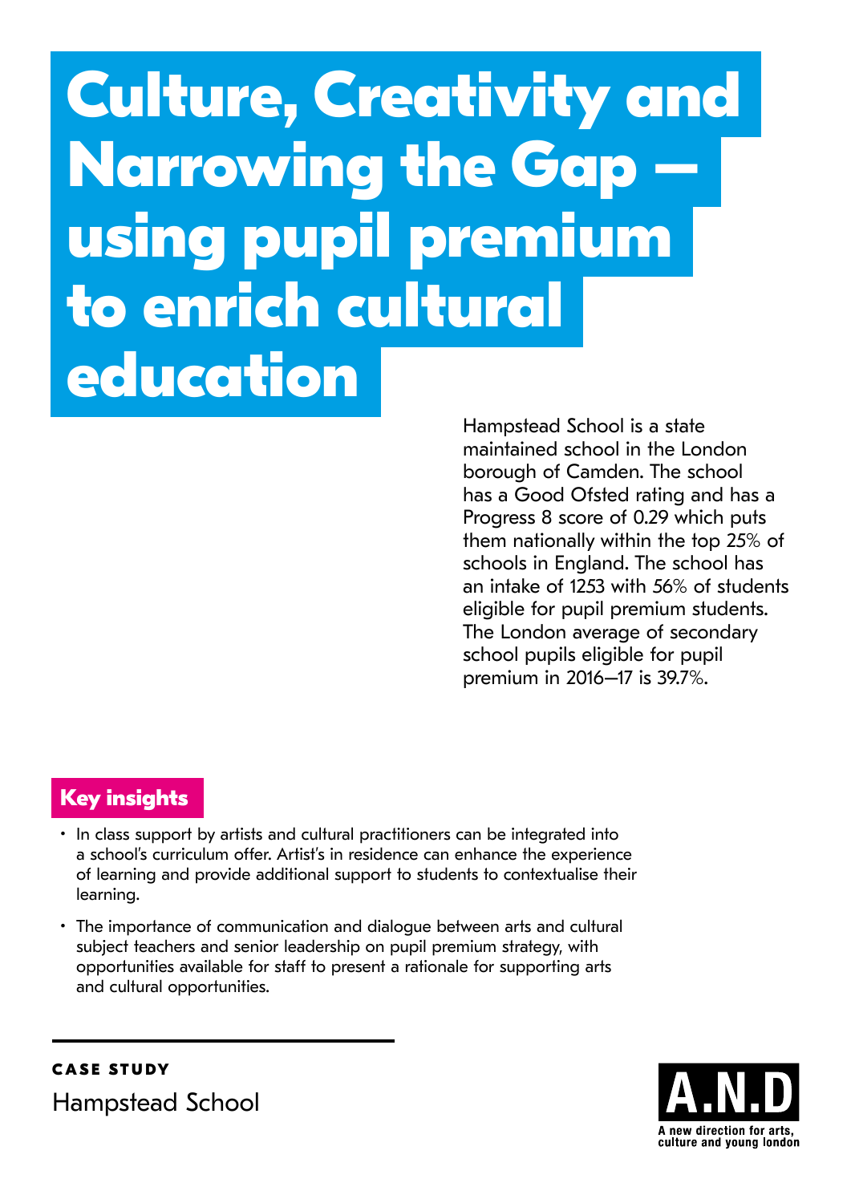# Culture, Creativity and Narrowing the Gap – using pupil premium to enrich cultural education

Hampstead School is a state maintained school in the London borough of Camden. The school has a Good Ofsted rating and has a Progress 8 score of 0.29 which puts them nationally within the top 25% of schools in England. The school has an intake of 1253 with 56% of students eligible for pupil premium students. The London average of secondary school pupils eligible for pupil premium in 2016–17 is 39.7%.

## Key insights

- In class support by artists and cultural practitioners can be integrated into a school's curriculum offer. Artist's in residence can enhance the experience of learning and provide additional support to students to contextualise their learning.
- The importance of communication and dialogue between arts and cultural subject teachers and senior leadership on pupil premium strategy, with opportunities available for staff to present a rationale for supporting arts and cultural opportunities.

**CASE STUDY**

Hampstead School

A.N.D
A new direction for arts, culture and young london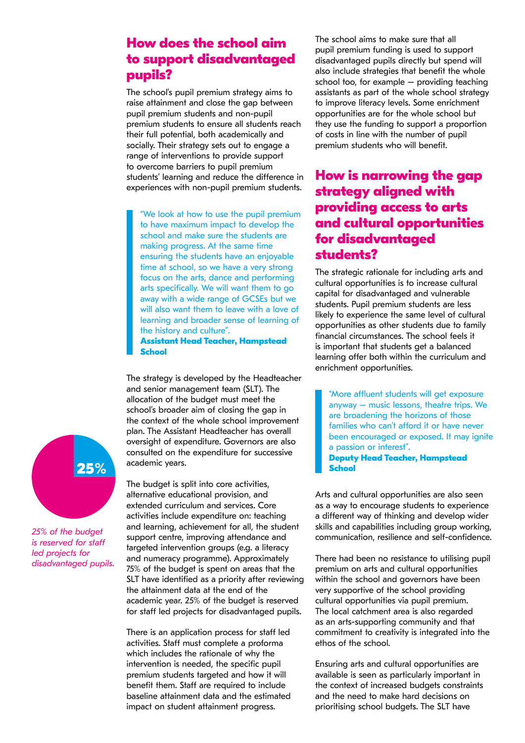## How does the school aim to support disadvantaged pupils?

The school's pupil premium strategy aims to raise attainment and close the gap between pupil premium students and non-pupil premium students to ensure all students reach their full potential, both academically and socially. Their strategy sets out to engage a range of interventions to provide support to overcome barriers to pupil premium students' learning and reduce the difference in experiences with non-pupil premium students.

> "We look at how to use the pupil premium to have maximum impact to develop the school and make sure the students are making progress. At the same time ensuring the students have an enjoyable time at school, so we have a very strong focus on the arts, dance and performing arts specifically. We will want them to go away with a wide range of GCSEs but we will also want them to leave with a love of learning and broader sense of learning of the history and culture".
> **Assistant Head Teacher, Hampstead School**

The strategy is developed by the Headteacher and senior management team (SLT). The allocation of the budget must meet the school's broader aim of closing the gap in the context of the whole school improvement plan. The Assistant Headteacher has overall oversight of expenditure. Governors are also consulted on the expenditure for successive academic years.

**25%**

*25% of the budget is reserved for staff led projects for disadvantaged pupils.*

The budget is split into core activities, alternative educational provision, and extended curriculum and services. Core activities include expenditure on: teaching and learning, achievement for all, the student support centre, improving attendance and targeted intervention groups (e.g. a literacy and numeracy programme). Approximately 75% of the budget is spent on areas that the SLT have identified as a priority after reviewing the attainment data at the end of the academic year. 25% of the budget is reserved for staff led projects for disadvantaged pupils.

There is an application process for staff led activities. Staff must complete a proforma which includes the rationale of why the intervention is needed, the specific pupil premium students targeted and how it will benefit them. Staff are required to include baseline attainment data and the estimated impact on student attainment progress.

The school aims to make sure that all pupil premium funding is used to support disadvantaged pupils directly but spend will also include strategies that benefit the whole school too, for example — providing teaching assistants as part of the whole school strategy to improve literacy levels. Some enrichment opportunities are for the whole school but they use the funding to support a proportion of costs in line with the number of pupil premium students who will benefit.

## How is narrowing the gap strategy aligned with providing access to arts and cultural opportunities for disadvantaged students?

The strategic rationale for including arts and cultural opportunities is to increase cultural capital for disadvantaged and vulnerable students. Pupil premium students are less likely to experience the same level of cultural opportunities as other students due to family financial circumstances. The school feels it is important that students get a balanced learning offer both within the curriculum and enrichment opportunities.

> "More affluent students will get exposure anyway — music lessons, theatre trips. We are broadening the horizons of those families who can't afford it or have never been encouraged or exposed. It may ignite a passion or interest".
> **Deputy Head Teacher, Hampstead School**

Arts and cultural opportunities are also seen as a way to encourage students to experience a different way of thinking and develop wider skills and capabilities including group working, communication, resilience and self-confidence.

There had been no resistance to utilising pupil premium on arts and cultural opportunities within the school and governors have been very supportive of the school providing cultural opportunities via pupil premium. The local catchment area is also regarded as an arts-supporting community and that commitment to creativity is integrated into the ethos of the school.

Ensuring arts and cultural opportunities are available is seen as particularly important in the context of increased budgets constraints and the need to make hard decisions on prioritising school budgets. The SLT have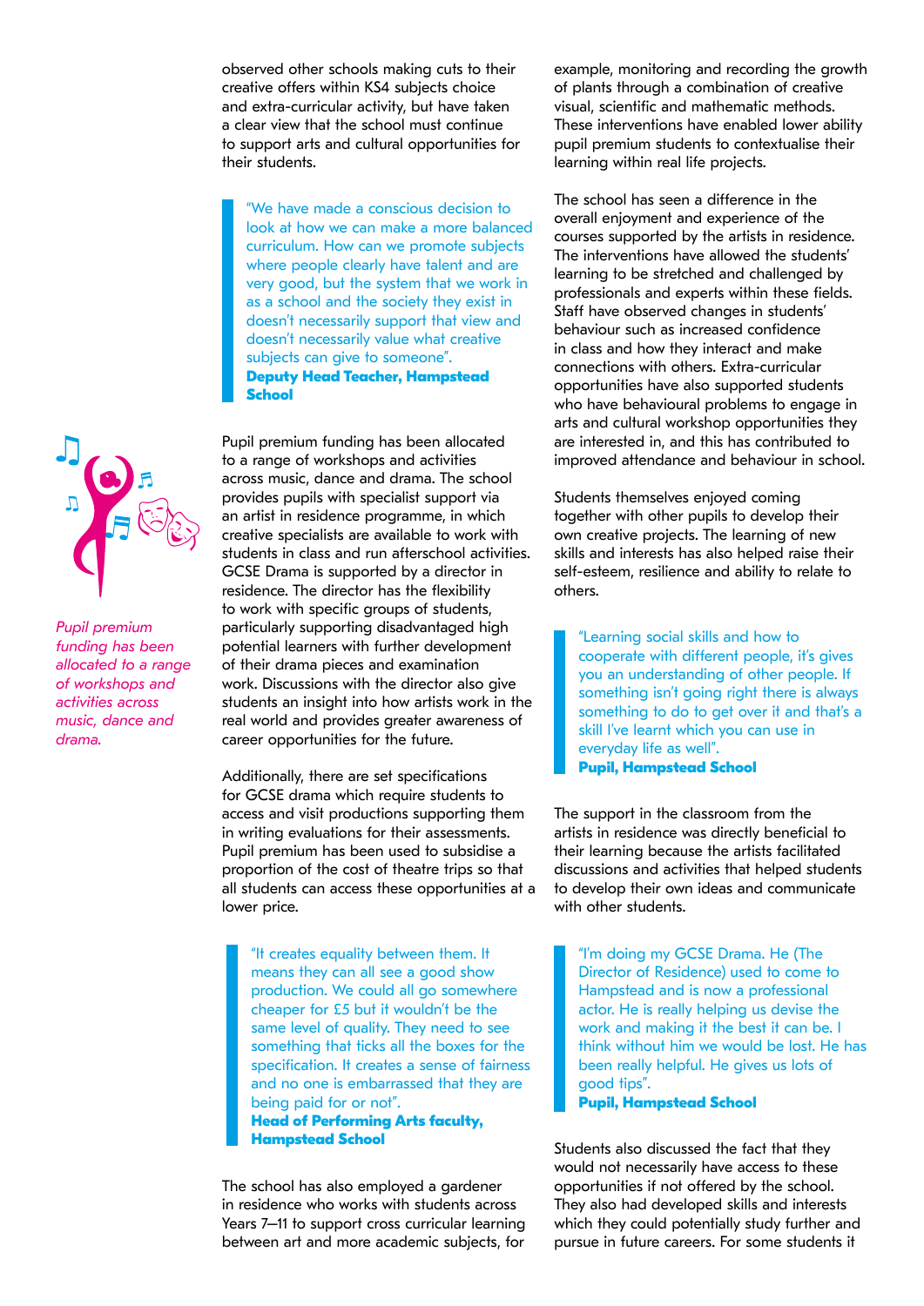observed other schools making cuts to their creative offers within KS4 subjects choice and extra-curricular activity, but have taken a clear view that the school must continue to support arts and cultural opportunities for their students.

> "We have made a conscious decision to look at how we can make a more balanced curriculum. How can we promote subjects where people clearly have talent and are very good, but the system that we work in as a school and the society they exist in doesn't necessarily support that view and doesn't necessarily value what creative subjects can give to someone".
> **Deputy Head Teacher, Hampstead School**

*Pupil premium funding has been allocated to a range of workshops and activities across music, dance and drama.*

Pupil premium funding has been allocated to a range of workshops and activities across music, dance and drama. The school provides pupils with specialist support via an artist in residence programme, in which creative specialists are available to work with students in class and run afterschool activities. GCSE Drama is supported by a director in residence. The director has the flexibility to work with specific groups of students, particularly supporting disadvantaged high potential learners with further development of their drama pieces and examination work. Discussions with the director also give students an insight into how artists work in the real world and provides greater awareness of career opportunities for the future.

Additionally, there are set specifications for GCSE drama which require students to access and visit productions supporting them in writing evaluations for their assessments. Pupil premium has been used to subsidise a proportion of the cost of theatre trips so that all students can access these opportunities at a lower price.

> "It creates equality between them. It means they can all see a good show production. We could all go somewhere cheaper for £5 but it wouldn't be the same level of quality. They need to see something that ticks all the boxes for the specification. It creates a sense of fairness and no one is embarrassed that they are being paid for or not".
> **Head of Performing Arts faculty, Hampstead School**

The school has also employed a gardener in residence who works with students across Years 7–11 to support cross curricular learning between art and more academic subjects, for example, monitoring and recording the growth of plants through a combination of creative visual, scientific and mathematic methods. These interventions have enabled lower ability pupil premium students to contextualise their learning within real life projects.

The school has seen a difference in the overall enjoyment and experience of the courses supported by the artists in residence. The interventions have allowed the students' learning to be stretched and challenged by professionals and experts within these fields. Staff have observed changes in students' behaviour such as increased confidence in class and how they interact and make connections with others. Extra-curricular opportunities have also supported students who have behavioural problems to engage in arts and cultural workshop opportunities they are interested in, and this has contributed to improved attendance and behaviour in school.

Students themselves enjoyed coming together with other pupils to develop their own creative projects. The learning of new skills and interests has also helped raise their self-esteem, resilience and ability to relate to others.

> "Learning social skills and how to cooperate with different people, it's gives you an understanding of other people. If something isn't going right there is always something to do to get over it and that's a skill I've learnt which you can use in everyday life as well".
> **Pupil, Hampstead School**

The support in the classroom from the artists in residence was directly beneficial to their learning because the artists facilitated discussions and activities that helped students to develop their own ideas and communicate with other students.

> "I'm doing my GCSE Drama. He (The Director of Residence) used to come to Hampstead and is now a professional actor. He is really helping us devise the work and making it the best it can be. I think without him we would be lost. He has been really helpful. He gives us lots of good tips".
> **Pupil, Hampstead School**

Students also discussed the fact that they would not necessarily have access to these opportunities if not offered by the school. They also had developed skills and interests which they could potentially study further and pursue in future careers. For some students it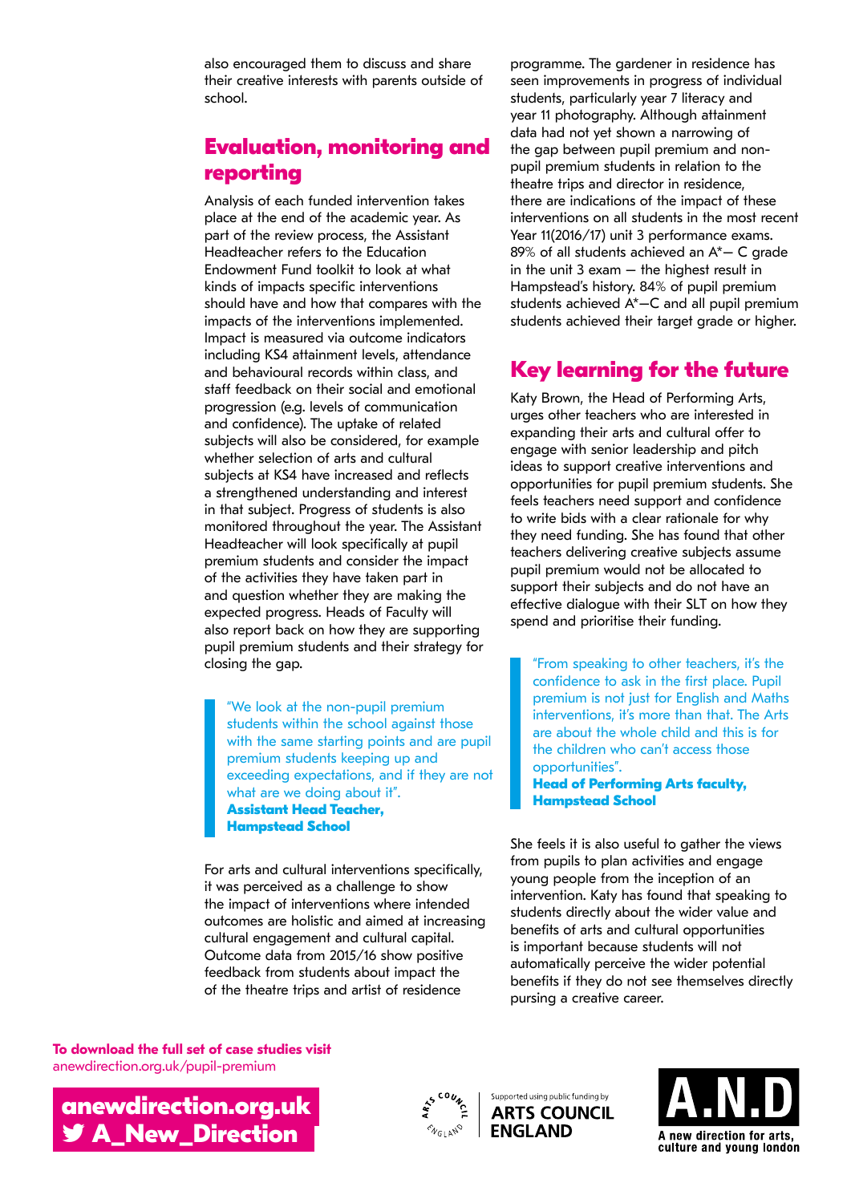also encouraged them to discuss and share their creative interests with parents outside of school.

## Evaluation, monitoring and reporting

Analysis of each funded intervention takes place at the end of the academic year. As part of the review process, the Assistant Headteacher refers to the Education Endowment Fund toolkit to look at what kinds of impacts specific interventions should have and how that compares with the impacts of the interventions implemented. Impact is measured via outcome indicators including KS4 attainment levels, attendance and behavioural records within class, and staff feedback on their social and emotional progression (e.g. levels of communication and confidence). The uptake of related subjects will also be considered, for example whether selection of arts and cultural subjects at KS4 have increased and reflects a strengthened understanding and interest in that subject. Progress of students is also monitored throughout the year. The Assistant Headteacher will look specifically at pupil premium students and consider the impact of the activities they have taken part in and question whether they are making the expected progress. Heads of Faculty will also report back on how they are supporting pupil premium students and their strategy for closing the gap.

> "We look at the non-pupil premium students within the school against those with the same starting points and are pupil premium students keeping up and exceeding expectations, and if they are not what are we doing about it".
> **Assistant Head Teacher, Hampstead School**

For arts and cultural interventions specifically, it was perceived as a challenge to show the impact of interventions where intended outcomes are holistic and aimed at increasing cultural engagement and cultural capital. Outcome data from 2015/16 show positive feedback from students about impact the of the theatre trips and artist of residence programme. The gardener in residence has seen improvements in progress of individual students, particularly year 7 literacy and year 11 photography. Although attainment data had not yet shown a narrowing of the gap between pupil premium and non-pupil premium students in relation to the theatre trips and director in residence, there are indications of the impact of these interventions on all students in the most recent Year 11(2016/17) unit 3 performance exams. 89% of all students achieved an A*– C grade in the unit 3 exam – the highest result in Hampstead's history. 84% of pupil premium students achieved A*–C and all pupil premium students achieved their target grade or higher.

## Key learning for the future

Katy Brown, the Head of Performing Arts, urges other teachers who are interested in expanding their arts and cultural offer to engage with senior leadership and pitch ideas to support creative interventions and opportunities for pupil premium students. She feels teachers need support and confidence to write bids with a clear rationale for why they need funding. She has found that other teachers delivering creative subjects assume pupil premium would not be allocated to support their subjects and do not have an effective dialogue with their SLT on how they spend and prioritise their funding.

> "From speaking to other teachers, it's the confidence to ask in the first place. Pupil premium is not just for English and Maths interventions, it's more than that. The Arts are about the whole child and this is for the children who can't access those opportunities".
> **Head of Performing Arts faculty, Hampstead School**

She feels it is also useful to gather the views from pupils to plan activities and engage young people from the inception of an intervention. Katy has found that speaking to students directly about the wider value and benefits of arts and cultural opportunities is important because students will not automatically perceive the wider potential benefits if they do not see themselves directly pursing a creative career.

**To download the full set of case studies visit**
anewdirection.org.uk/pupil-premium

**anewdirection.org.uk**
**A_New_Direction**

Supported using public funding by ARTS COUNCIL ENGLAND

A.N.D
A new direction for arts, culture and young london